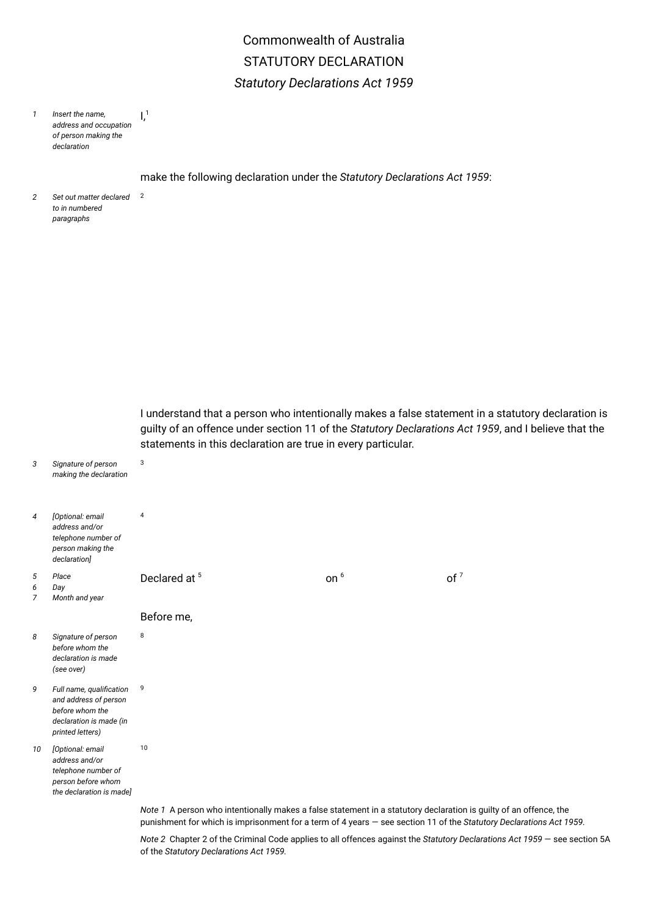Commonwealth of Australia

STATUTORY DECLARATION

*Statutory Declarations Act 1959*

| | | |
|---|---|---|
| 1 | *Insert the name, address and occupation of person making the declaration* | I,[1] |
| | | make the following declaration under the *Statutory Declarations Act 1959*: |
| 2 | *Set out matter declared to in numbered paragraphs* | [2] |
| | | I understand that a person who intentionally makes a false statement in a statutory declaration is guilty of an offence under section 11 of the *Statutory Declarations Act 1959*, and I believe that the statements in this declaration are true in every particular. |
| 3 | *Signature of person making the declaration* | [3] |
| 4 | *[Optional: email address and/or telephone number of person making the declaration]* | [4] |
| 5<br>6<br>7 | *Place*<br>*Day*<br>*Month and year* | Declared at [5] on [6] of [7] |
| | | Before me, |
| 8 | *Signature of person before whom the declaration is made (see over)* | [8] |
| 9 | *Full name, qualification and address of person before whom the declaration is made (in printed letters)* | [9] |
| 10 | *[Optional: email address and/or telephone number of person before whom the declaration is made]* | [10] |

*Note 1* A person who intentionally makes a false statement in a statutory declaration is guilty of an offence, the punishment for which is imprisonment for a term of 4 years — see section 11 of the *Statutory Declarations Act 1959*.

*Note 2* Chapter 2 of the Criminal Code applies to all offences against the *Statutory Declarations Act 1959* — see section 5A of the *Statutory Declarations Act 1959*.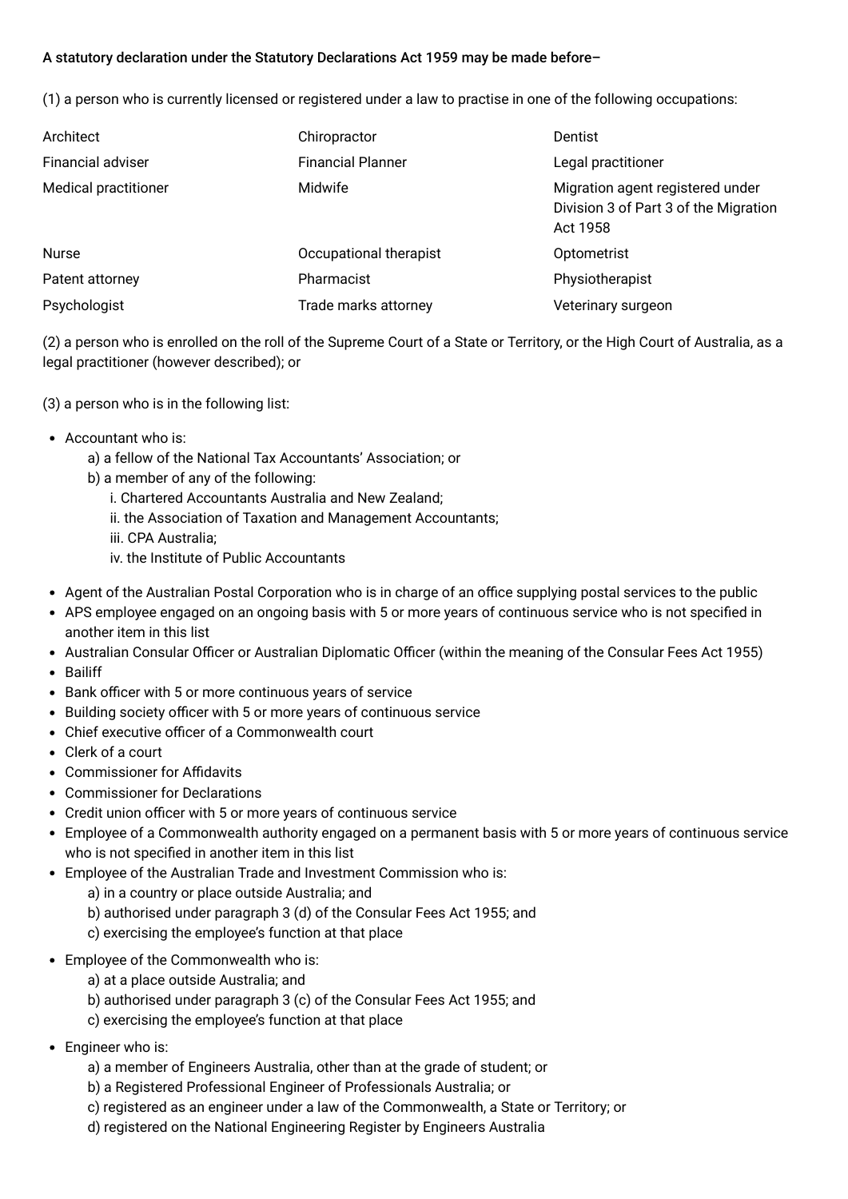**A statutory declaration under the Statutory Declarations Act 1959 may be made before–**

(1) a person who is currently licensed or registered under a law to practise in one of the following occupations:

| | | |
|---|---|---|
| Architect | Chiropractor | Dentist |
| Financial adviser | Financial Planner | Legal practitioner |
| Medical practitioner | Midwife | Migration agent registered under Division 3 of Part 3 of the Migration Act 1958 |
| Nurse | Occupational therapist | Optometrist |
| Patent attorney | Pharmacist | Physiotherapist |
| Psychologist | Trade marks attorney | Veterinary surgeon |

(2) a person who is enrolled on the roll of the Supreme Court of a State or Territory, or the High Court of Australia, as a legal practitioner (however described); or

(3) a person who is in the following list:

- Accountant who is:
  - a) a fellow of the National Tax Accountants' Association; or
  - b) a member of any of the following:
    - i. Chartered Accountants Australia and New Zealand;
    - ii. the Association of Taxation and Management Accountants;
    - iii. CPA Australia;
    - iv. the Institute of Public Accountants
- Agent of the Australian Postal Corporation who is in charge of an office supplying postal services to the public
- APS employee engaged on an ongoing basis with 5 or more years of continuous service who is not specified in another item in this list
- Australian Consular Officer or Australian Diplomatic Officer (within the meaning of the Consular Fees Act 1955)
- Bailiff
- Bank officer with 5 or more continuous years of service
- Building society officer with 5 or more years of continuous service
- Chief executive officer of a Commonwealth court
- Clerk of a court
- Commissioner for Affidavits
- Commissioner for Declarations
- Credit union officer with 5 or more years of continuous service
- Employee of a Commonwealth authority engaged on a permanent basis with 5 or more years of continuous service who is not specified in another item in this list
- Employee of the Australian Trade and Investment Commission who is:
  - a) in a country or place outside Australia; and
  - b) authorised under paragraph 3 (d) of the Consular Fees Act 1955; and
  - c) exercising the employee's function at that place
- Employee of the Commonwealth who is:
  - a) at a place outside Australia; and
  - b) authorised under paragraph 3 (c) of the Consular Fees Act 1955; and
  - c) exercising the employee's function at that place
- Engineer who is:
  - a) a member of Engineers Australia, other than at the grade of student; or
  - b) a Registered Professional Engineer of Professionals Australia; or
  - c) registered as an engineer under a law of the Commonwealth, a State or Territory; or
  - d) registered on the National Engineering Register by Engineers Australia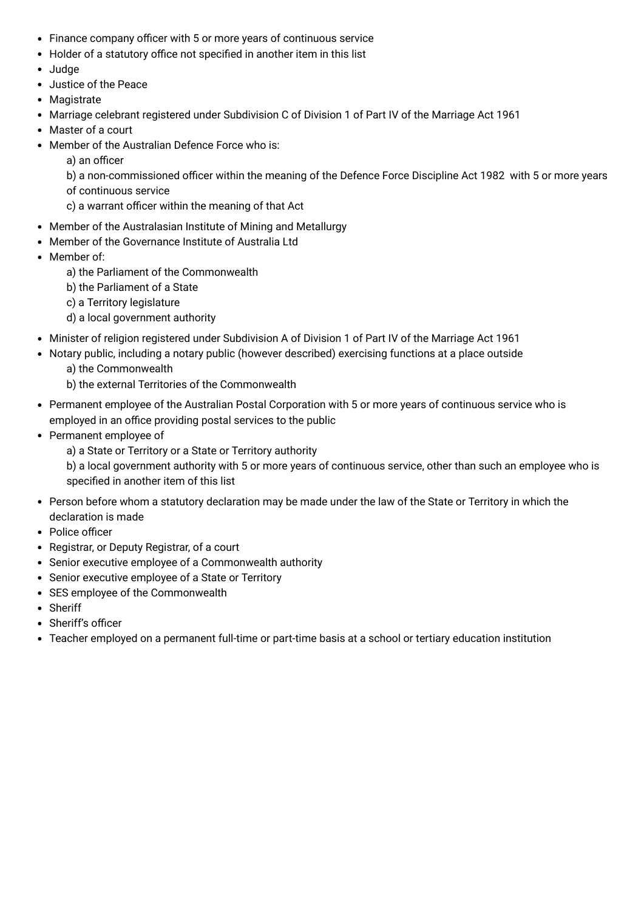- Finance company officer with 5 or more years of continuous service
- Holder of a statutory office not specified in another item in this list
- Judge
- Justice of the Peace
- Magistrate
- Marriage celebrant registered under Subdivision C of Division 1 of Part IV of the Marriage Act 1961
- Master of a court
- Member of the Australian Defence Force who is:
  a) an officer
  b) a non-commissioned officer within the meaning of the Defence Force Discipline Act 1982 with 5 or more years of continuous service
  c) a warrant officer within the meaning of that Act
- Member of the Australasian Institute of Mining and Metallurgy
- Member of the Governance Institute of Australia Ltd
- Member of:
  a) the Parliament of the Commonwealth
  b) the Parliament of a State
  c) a Territory legislature
  d) a local government authority
- Minister of religion registered under Subdivision A of Division 1 of Part IV of the Marriage Act 1961
- Notary public, including a notary public (however described) exercising functions at a place outside
  a) the Commonwealth
  b) the external Territories of the Commonwealth
- Permanent employee of the Australian Postal Corporation with 5 or more years of continuous service who is employed in an office providing postal services to the public
- Permanent employee of
  a) a State or Territory or a State or Territory authority
  b) a local government authority with 5 or more years of continuous service, other than such an employee who is specified in another item of this list
- Person before whom a statutory declaration may be made under the law of the State or Territory in which the declaration is made
- Police officer
- Registrar, or Deputy Registrar, of a court
- Senior executive employee of a Commonwealth authority
- Senior executive employee of a State or Territory
- SES employee of the Commonwealth
- Sheriff
- Sheriff's officer
- Teacher employed on a permanent full-time or part-time basis at a school or tertiary education institution